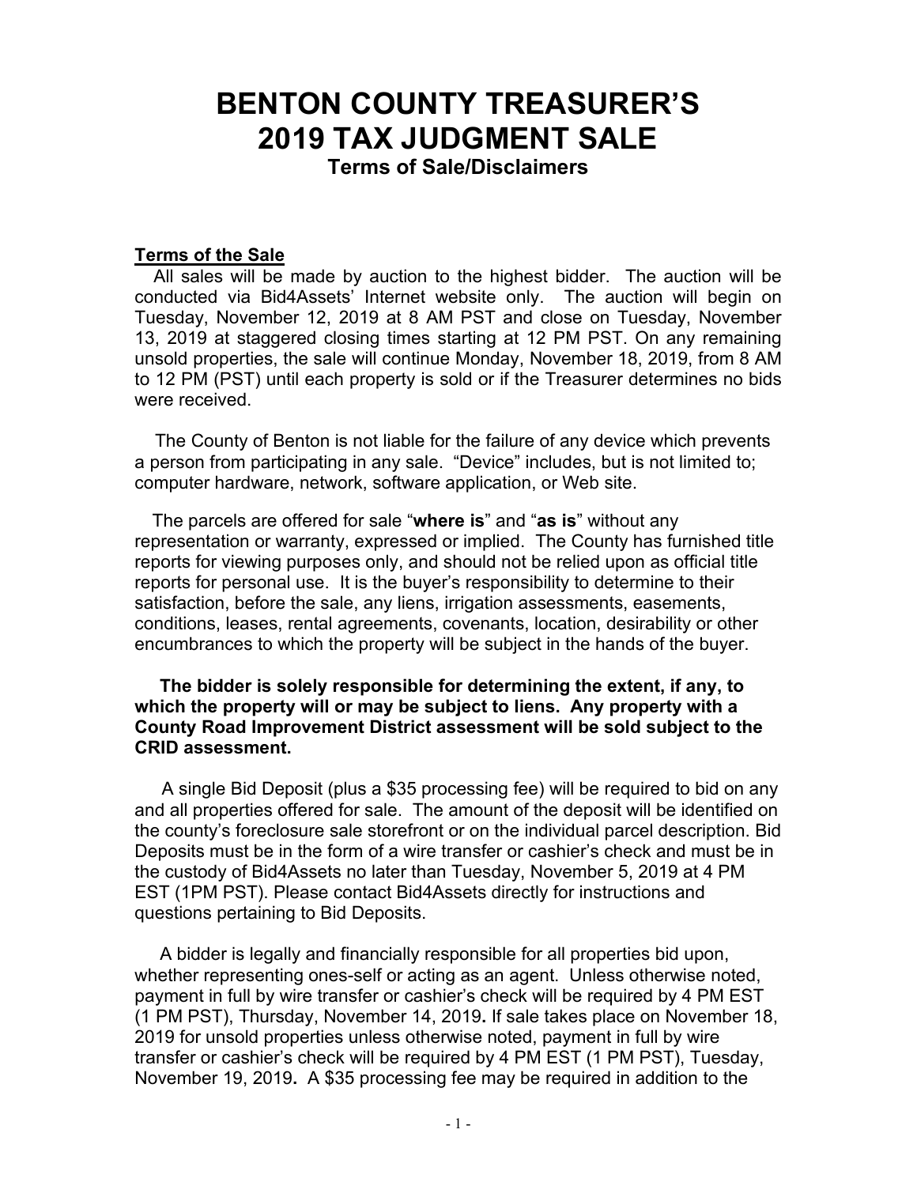# BENTON COUNTY TREASURER'S 2019 TAX JUDGMENT SALE

### Terms of Sale/Disclaimers

**Terms of the Sale**

All sales will be made by auction to the highest bidder. The auction will be conducted via Bid4Assets' Internet website only. The auction will begin on Tuesday, November 12, 2019 at 8 AM PST and close on Tuesday, November 13, 2019 at staggered closing times starting at 12 PM PST. On any remaining unsold properties, the sale will continue Monday, November 18, 2019, from 8 AM to 12 PM (PST) until each property is sold or if the Treasurer determines no bids were received.

The County of Benton is not liable for the failure of any device which prevents a person from participating in any sale. "Device" includes, but is not limited to; computer hardware, network, software application, or Web site.

The parcels are offered for sale "**where is**" and "**as is**" without any representation or warranty, expressed or implied. The County has furnished title reports for viewing purposes only, and should not be relied upon as official title reports for personal use. It is the buyer's responsibility to determine to their satisfaction, before the sale, any liens, irrigation assessments, easements, conditions, leases, rental agreements, covenants, location, desirability or other encumbrances to which the property will be subject in the hands of the buyer.

**The bidder is solely responsible for determining the extent, if any, to which the property will or may be subject to liens. Any property with a County Road Improvement District assessment will be sold subject to the CRID assessment.**

A single Bid Deposit (plus a $35 processing fee) will be required to bid on any and all properties offered for sale. The amount of the deposit will be identified on the county's foreclosure sale storefront or on the individual parcel description. Bid Deposits must be in the form of a wire transfer or cashier's check and must be in the custody of Bid4Assets no later than Tuesday, November 5, 2019 at 4 PM EST (1PM PST). Please contact Bid4Assets directly for instructions and questions pertaining to Bid Deposits.

A bidder is legally and financially responsible for all properties bid upon, whether representing ones-self or acting as an agent. Unless otherwise noted, payment in full by wire transfer or cashier's check will be required by 4 PM EST (1 PM PST), Thursday, November 14, 2019**.** If sale takes place on November 18, 2019 for unsold properties unless otherwise noted, payment in full by wire transfer or cashier's check will be required by 4 PM EST (1 PM PST), Tuesday, November 19, 2019**.** A $35 processing fee may be required in addition to the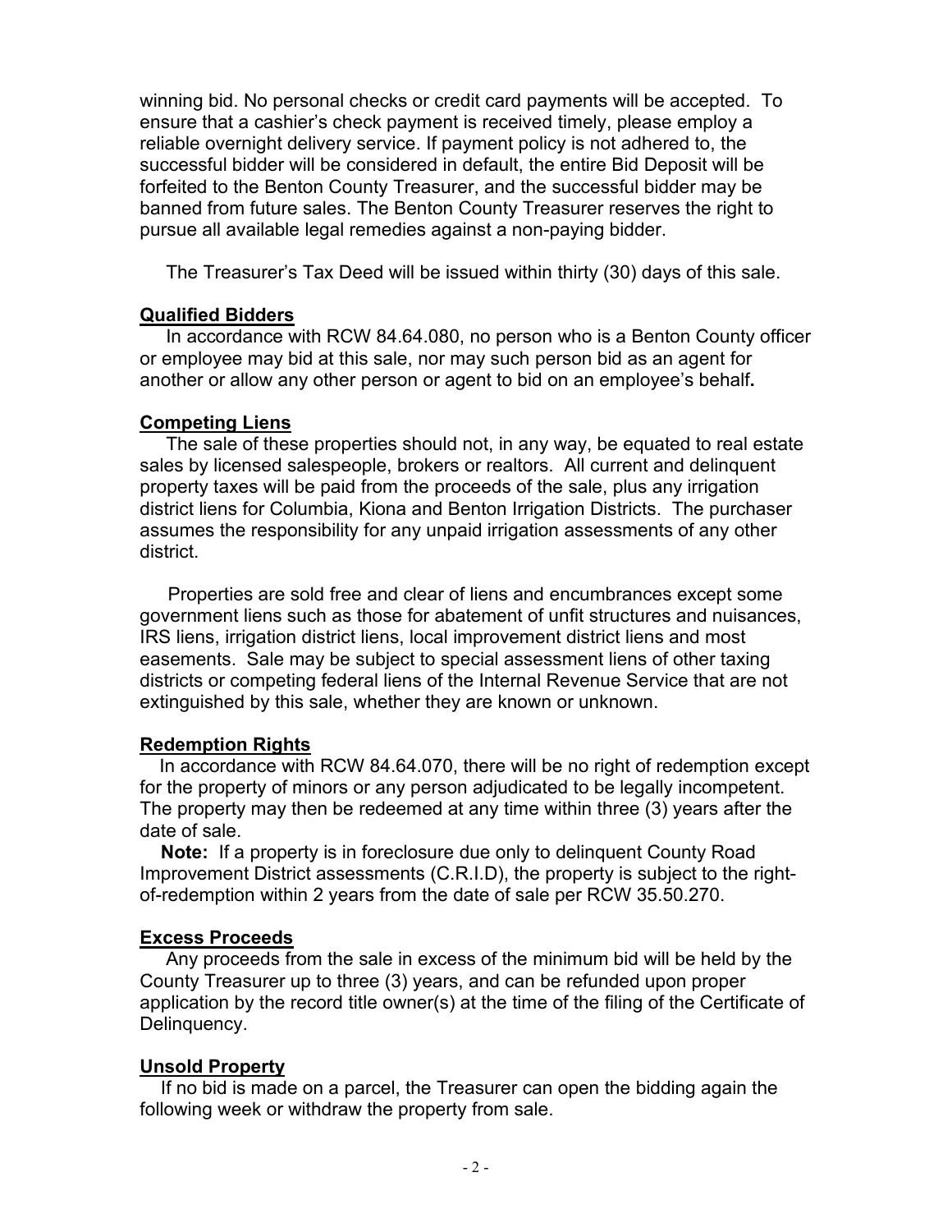winning bid. No personal checks or credit card payments will be accepted. To ensure that a cashier's check payment is received timely, please employ a reliable overnight delivery service. If payment policy is not adhered to, the successful bidder will be considered in default, the entire Bid Deposit will be forfeited to the Benton County Treasurer, and the successful bidder may be banned from future sales. The Benton County Treasurer reserves the right to pursue all available legal remedies against a non-paying bidder.

The Treasurer's Tax Deed will be issued within thirty (30) days of this sale.

**Qualified Bidders**

In accordance with RCW 84.64.080, no person who is a Benton County officer or employee may bid at this sale, nor may such person bid as an agent for another or allow any other person or agent to bid on an employee's behalf**.**

**Competing Liens**

The sale of these properties should not, in any way, be equated to real estate sales by licensed salespeople, brokers or realtors. All current and delinquent property taxes will be paid from the proceeds of the sale, plus any irrigation district liens for Columbia, Kiona and Benton Irrigation Districts. The purchaser assumes the responsibility for any unpaid irrigation assessments of any other district.

Properties are sold free and clear of liens and encumbrances except some government liens such as those for abatement of unfit structures and nuisances, IRS liens, irrigation district liens, local improvement district liens and most easements. Sale may be subject to special assessment liens of other taxing districts or competing federal liens of the Internal Revenue Service that are not extinguished by this sale, whether they are known or unknown.

**Redemption Rights**

In accordance with RCW 84.64.070, there will be no right of redemption except for the property of minors or any person adjudicated to be legally incompetent. The property may then be redeemed at any time within three (3) years after the date of sale.

**Note:** If a property is in foreclosure due only to delinquent County Road Improvement District assessments (C.R.I.D), the property is subject to the right-of-redemption within 2 years from the date of sale per RCW 35.50.270.

**Excess Proceeds**

Any proceeds from the sale in excess of the minimum bid will be held by the County Treasurer up to three (3) years, and can be refunded upon proper application by the record title owner(s) at the time of the filing of the Certificate of Delinquency.

**Unsold Property**

If no bid is made on a parcel, the Treasurer can open the bidding again the following week or withdraw the property from sale.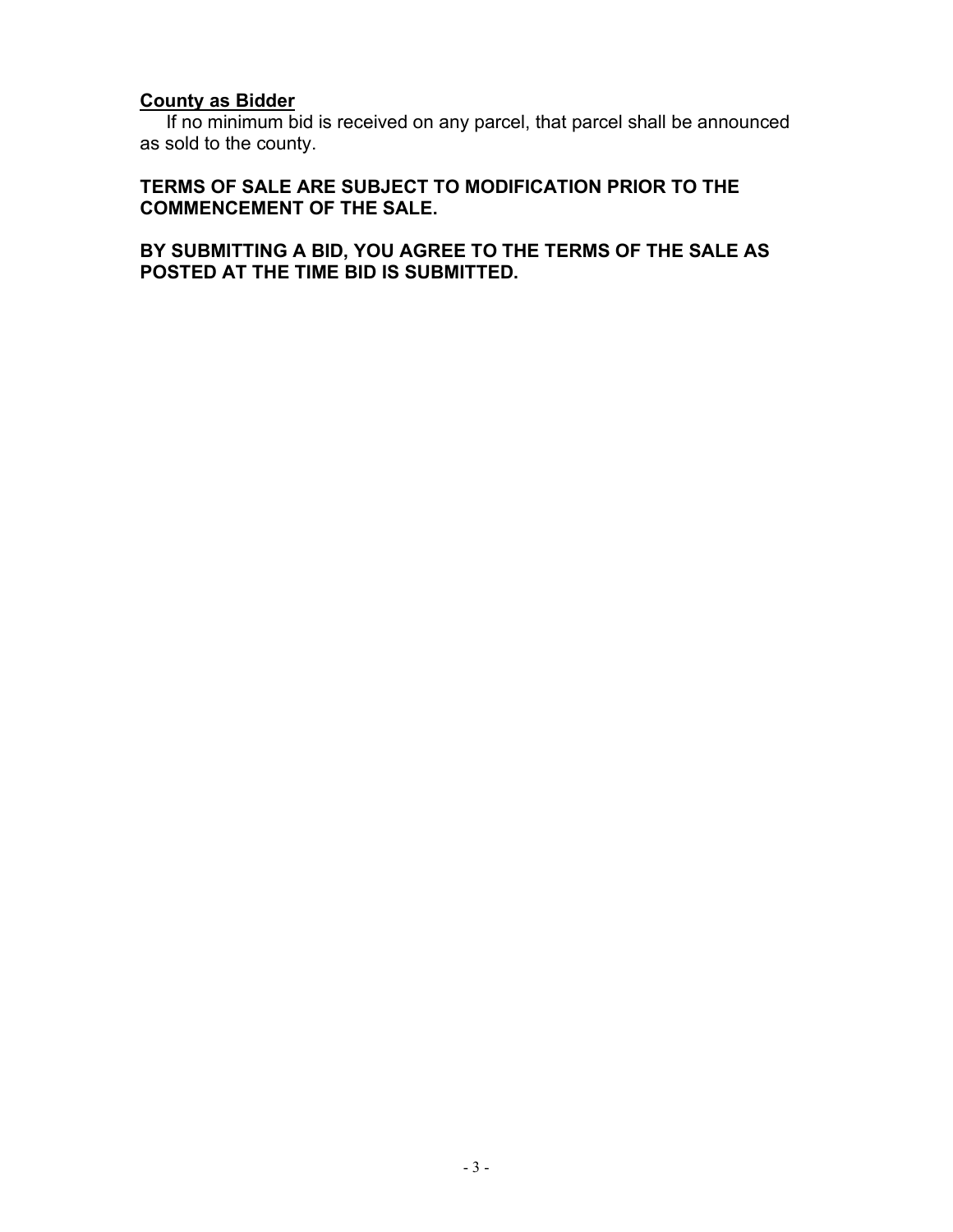**County as Bidder**

If no minimum bid is received on any parcel, that parcel shall be announced as sold to the county.

**TERMS OF SALE ARE SUBJECT TO MODIFICATION PRIOR TO THE COMMENCEMENT OF THE SALE.**

**BY SUBMITTING A BID, YOU AGREE TO THE TERMS OF THE SALE AS POSTED AT THE TIME BID IS SUBMITTED.**